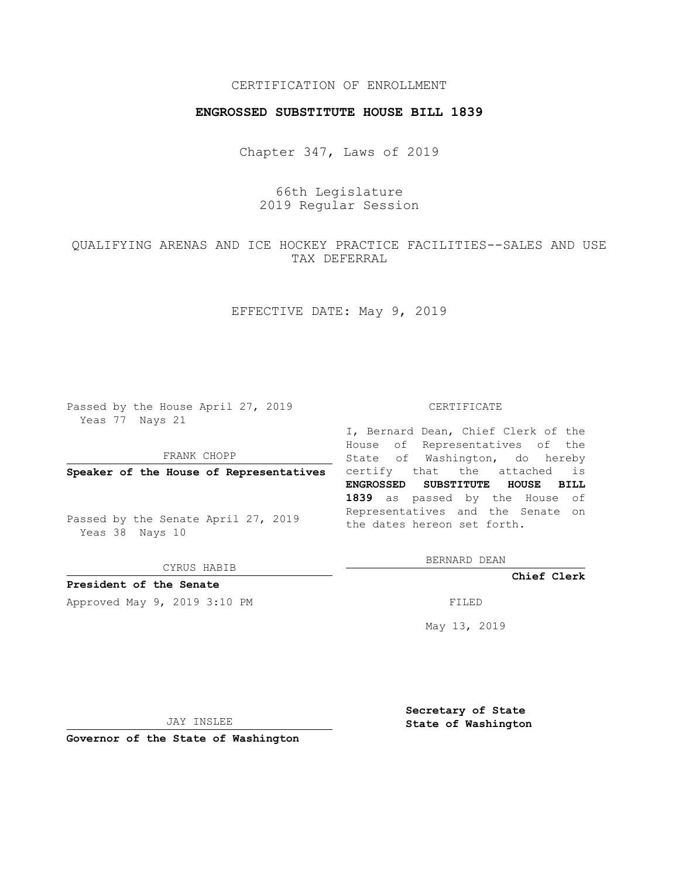CERTIFICATION OF ENROLLMENT

**ENGROSSED SUBSTITUTE HOUSE BILL 1839**

Chapter 347, Laws of 2019

66th Legislature
2019 Regular Session

QUALIFYING ARENAS AND ICE HOCKEY PRACTICE FACILITIES--SALES AND USE TAX DEFERRAL

EFFECTIVE DATE: May 9, 2019

Passed by the House April 27, 2019
Yeas 77 Nays 21

FRANK CHOPP

**Speaker of the House of Representatives**

Passed by the Senate April 27, 2019
Yeas 38 Nays 10

CYRUS HABIB

**President of the Senate**

Approved May 9, 2019 3:10 PM

JAY INSLEE

**Governor of the State of Washington**

CERTIFICATE

I, Bernard Dean, Chief Clerk of the House of Representatives of the State of Washington, do hereby certify that the attached is **ENGROSSED SUBSTITUTE HOUSE BILL 1839** as passed by the House of Representatives and the Senate on the dates hereon set forth.

BERNARD DEAN

**Chief Clerk**

FILED

May 13, 2019

**Secretary of State**
**State of Washington**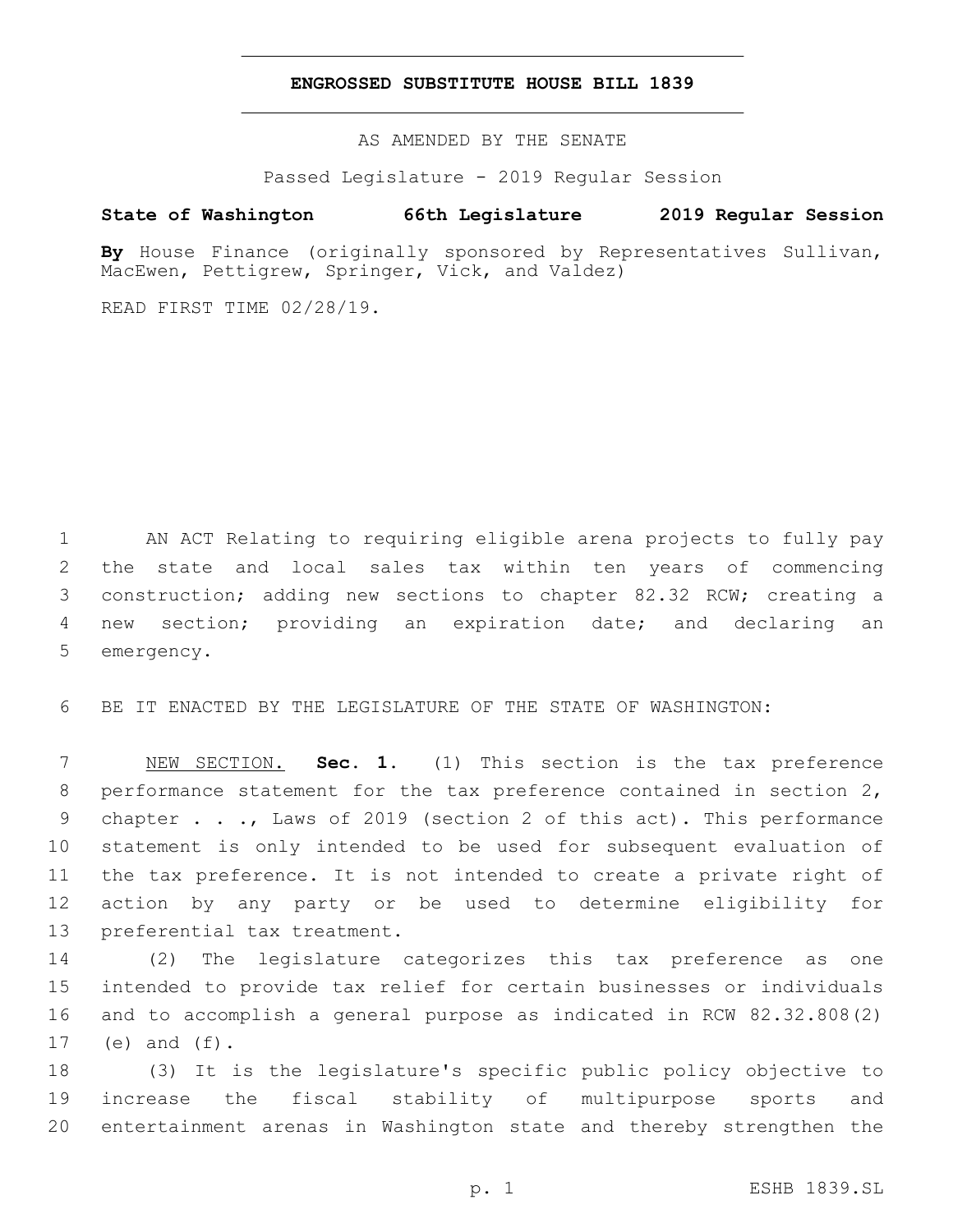# ENGROSSED SUBSTITUTE HOUSE BILL 1839

AS AMENDED BY THE SENATE

Passed Legislature - 2019 Regular Session

**State of Washington 66th Legislature 2019 Regular Session**

**By** House Finance (originally sponsored by Representatives Sullivan, MacEwen, Pettigrew, Springer, Vick, and Valdez)

READ FIRST TIME 02/28/19.

AN ACT Relating to requiring eligible arena projects to fully pay the state and local sales tax within ten years of commencing construction; adding new sections to chapter 82.32 RCW; creating a new section; providing an expiration date; and declaring an emergency.

BE IT ENACTED BY THE LEGISLATURE OF THE STATE OF WASHINGTON:

NEW SECTION. **Sec. 1.** (1) This section is the tax preference performance statement for the tax preference contained in section 2, chapter . . ., Laws of 2019 (section 2 of this act). This performance statement is only intended to be used for subsequent evaluation of the tax preference. It is not intended to create a private right of action by any party or be used to determine eligibility for preferential tax treatment.

(2) The legislature categorizes this tax preference as one intended to provide tax relief for certain businesses or individuals and to accomplish a general purpose as indicated in RCW 82.32.808(2) (e) and (f).

(3) It is the legislature's specific public policy objective to increase the fiscal stability of multipurpose sports and entertainment arenas in Washington state and thereby strengthen the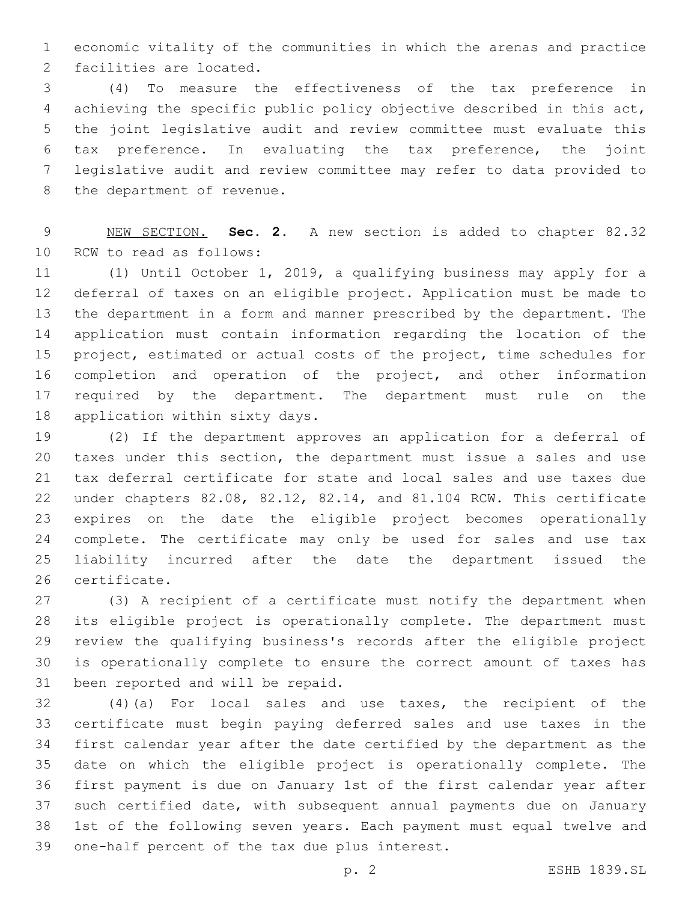economic vitality of the communities in which the arenas and practice facilities are located.

(4) To measure the effectiveness of the tax preference in achieving the specific public policy objective described in this act, the joint legislative audit and review committee must evaluate this tax preference. In evaluating the tax preference, the joint legislative audit and review committee may refer to data provided to the department of revenue.

NEW SECTION. **Sec. 2.** A new section is added to chapter 82.32 RCW to read as follows:

(1) Until October 1, 2019, a qualifying business may apply for a deferral of taxes on an eligible project. Application must be made to the department in a form and manner prescribed by the department. The application must contain information regarding the location of the project, estimated or actual costs of the project, time schedules for completion and operation of the project, and other information required by the department. The department must rule on the application within sixty days.

(2) If the department approves an application for a deferral of taxes under this section, the department must issue a sales and use tax deferral certificate for state and local sales and use taxes due under chapters 82.08, 82.12, 82.14, and 81.104 RCW. This certificate expires on the date the eligible project becomes operationally complete. The certificate may only be used for sales and use tax liability incurred after the date the department issued the certificate.

(3) A recipient of a certificate must notify the department when its eligible project is operationally complete. The department must review the qualifying business's records after the eligible project is operationally complete to ensure the correct amount of taxes has been reported and will be repaid.

(4)(a) For local sales and use taxes, the recipient of the certificate must begin paying deferred sales and use taxes in the first calendar year after the date certified by the department as the date on which the eligible project is operationally complete. The first payment is due on January 1st of the first calendar year after such certified date, with subsequent annual payments due on January 1st of the following seven years. Each payment must equal twelve and one-half percent of the tax due plus interest.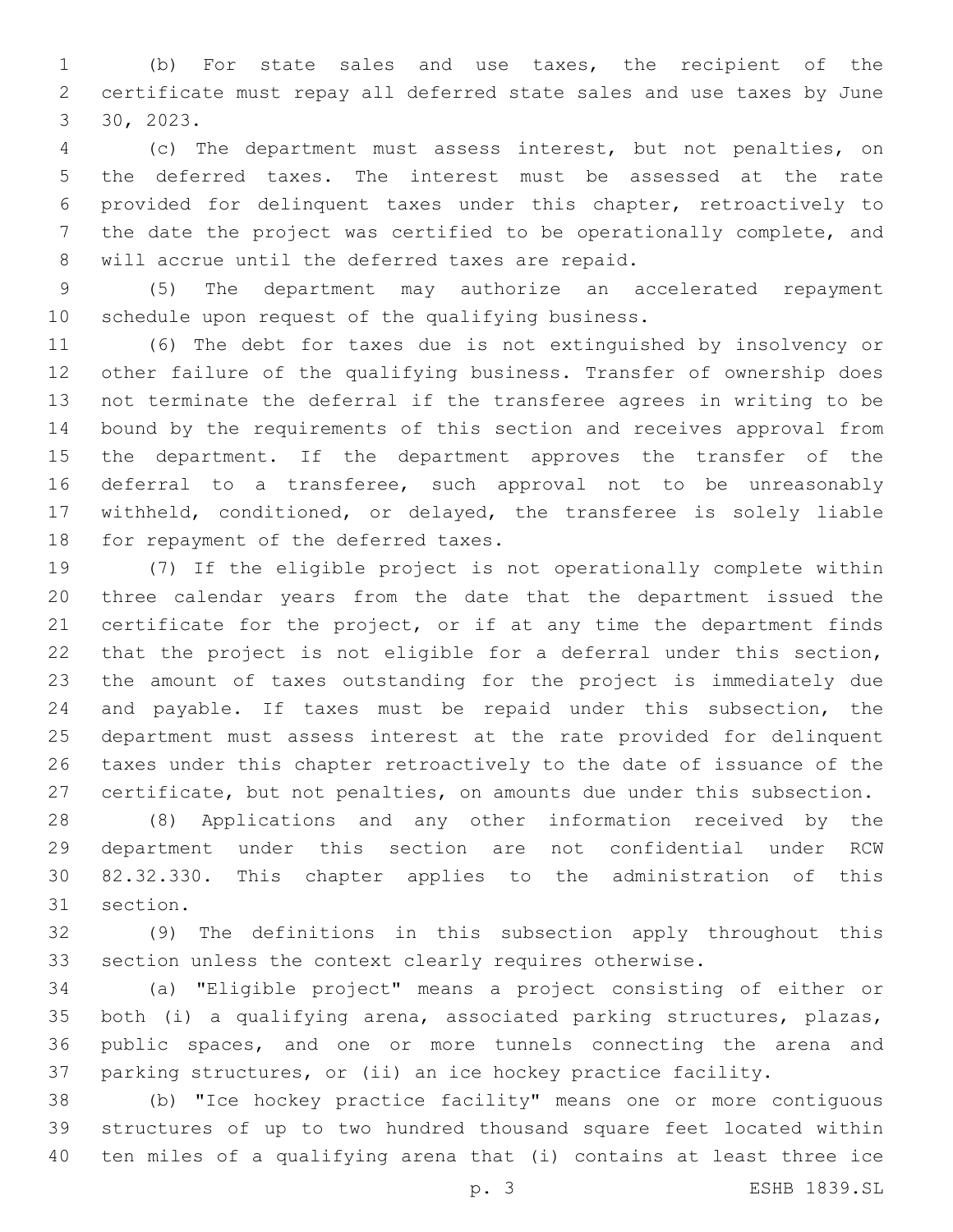(b) For state sales and use taxes, the recipient of the certificate must repay all deferred state sales and use taxes by June 30, 2023.

(c) The department must assess interest, but not penalties, on the deferred taxes. The interest must be assessed at the rate provided for delinquent taxes under this chapter, retroactively to the date the project was certified to be operationally complete, and will accrue until the deferred taxes are repaid.

(5) The department may authorize an accelerated repayment schedule upon request of the qualifying business.

(6) The debt for taxes due is not extinguished by insolvency or other failure of the qualifying business. Transfer of ownership does not terminate the deferral if the transferee agrees in writing to be bound by the requirements of this section and receives approval from the department. If the department approves the transfer of the deferral to a transferee, such approval not to be unreasonably withheld, conditioned, or delayed, the transferee is solely liable for repayment of the deferred taxes.

(7) If the eligible project is not operationally complete within three calendar years from the date that the department issued the certificate for the project, or if at any time the department finds that the project is not eligible for a deferral under this section, the amount of taxes outstanding for the project is immediately due and payable. If taxes must be repaid under this subsection, the department must assess interest at the rate provided for delinquent taxes under this chapter retroactively to the date of issuance of the certificate, but not penalties, on amounts due under this subsection.

(8) Applications and any other information received by the department under this section are not confidential under RCW 82.32.330. This chapter applies to the administration of this section.

(9) The definitions in this subsection apply throughout this section unless the context clearly requires otherwise.

(a) "Eligible project" means a project consisting of either or both (i) a qualifying arena, associated parking structures, plazas, public spaces, and one or more tunnels connecting the arena and parking structures, or (ii) an ice hockey practice facility.

(b) "Ice hockey practice facility" means one or more contiguous structures of up to two hundred thousand square feet located within ten miles of a qualifying arena that (i) contains at least three ice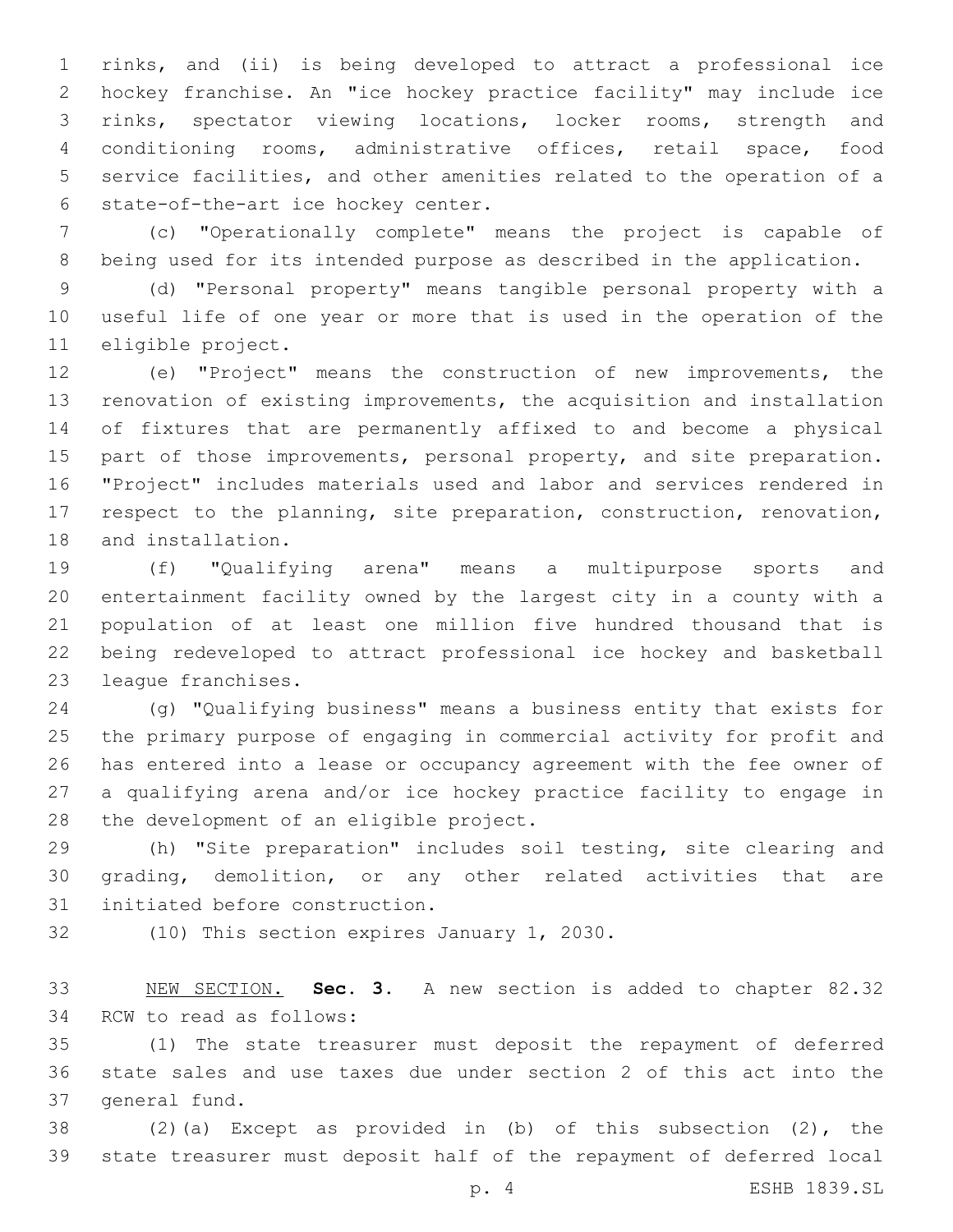rinks, and (ii) is being developed to attract a professional ice hockey franchise. An "ice hockey practice facility" may include ice rinks, spectator viewing locations, locker rooms, strength and conditioning rooms, administrative offices, retail space, food service facilities, and other amenities related to the operation of a state-of-the-art ice hockey center.

(c) "Operationally complete" means the project is capable of being used for its intended purpose as described in the application.

(d) "Personal property" means tangible personal property with a useful life of one year or more that is used in the operation of the eligible project.

(e) "Project" means the construction of new improvements, the renovation of existing improvements, the acquisition and installation of fixtures that are permanently affixed to and become a physical part of those improvements, personal property, and site preparation. "Project" includes materials used and labor and services rendered in respect to the planning, site preparation, construction, renovation, and installation.

(f) "Qualifying arena" means a multipurpose sports and entertainment facility owned by the largest city in a county with a population of at least one million five hundred thousand that is being redeveloped to attract professional ice hockey and basketball league franchises.

(g) "Qualifying business" means a business entity that exists for the primary purpose of engaging in commercial activity for profit and has entered into a lease or occupancy agreement with the fee owner of a qualifying arena and/or ice hockey practice facility to engage in the development of an eligible project.

(h) "Site preparation" includes soil testing, site clearing and grading, demolition, or any other related activities that are initiated before construction.

(10) This section expires January 1, 2030.

NEW SECTION. **Sec. 3.** A new section is added to chapter 82.32 RCW to read as follows:

(1) The state treasurer must deposit the repayment of deferred state sales and use taxes due under section 2 of this act into the general fund.

(2)(a) Except as provided in (b) of this subsection (2), the state treasurer must deposit half of the repayment of deferred local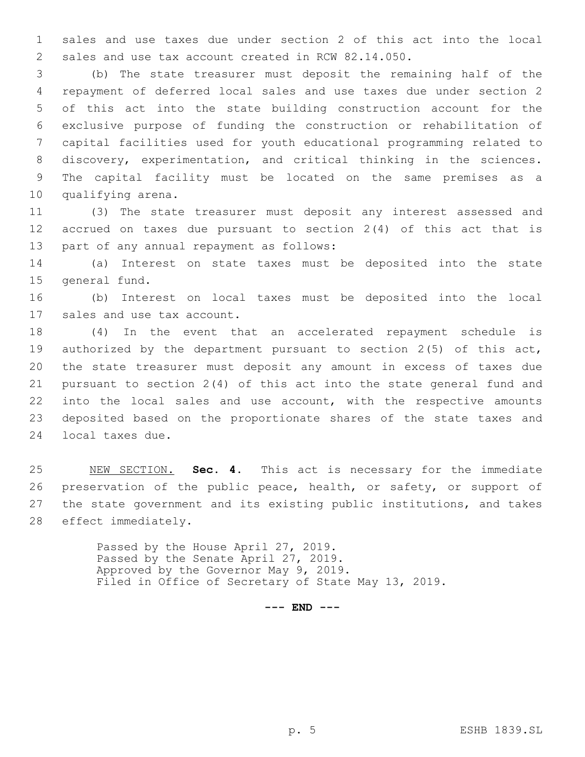sales and use taxes due under section 2 of this act into the local sales and use tax account created in RCW 82.14.050.

(b) The state treasurer must deposit the remaining half of the repayment of deferred local sales and use taxes due under section 2 of this act into the state building construction account for the exclusive purpose of funding the construction or rehabilitation of capital facilities used for youth educational programming related to discovery, experimentation, and critical thinking in the sciences. The capital facility must be located on the same premises as a qualifying arena.

(3) The state treasurer must deposit any interest assessed and accrued on taxes due pursuant to section 2(4) of this act that is part of any annual repayment as follows:

(a) Interest on state taxes must be deposited into the state general fund.

(b) Interest on local taxes must be deposited into the local sales and use tax account.

(4) In the event that an accelerated repayment schedule is authorized by the department pursuant to section 2(5) of this act, the state treasurer must deposit any amount in excess of taxes due pursuant to section 2(4) of this act into the state general fund and into the local sales and use account, with the respective amounts deposited based on the proportionate shares of the state taxes and local taxes due.

NEW SECTION. **Sec. 4.** This act is necessary for the immediate preservation of the public peace, health, or safety, or support of the state government and its existing public institutions, and takes effect immediately.

Passed by the House April 27, 2019.
Passed by the Senate April 27, 2019.
Approved by the Governor May 9, 2019.
Filed in Office of Secretary of State May 13, 2019.

**--- END ---**